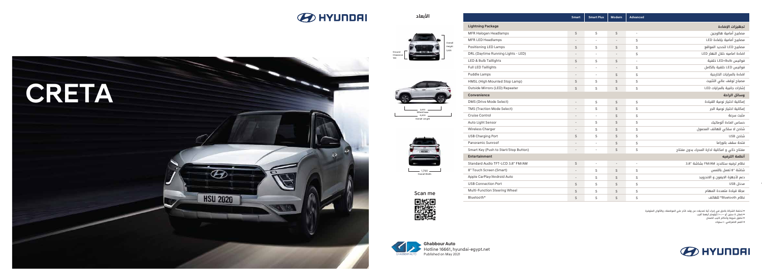# CRETA

## الأبعاد

Overall Height 1,635

Ground Clearance 190

2,610 Wheel base

4,300 Overall Length

1,790 Overall Width

Scan me

| | Smart | Smart Plus | Modern | Advanced | |
|---|---|---|---|---|---|
| **Lightning Package** | | | | | **تجهيزات الإضاءة** |
| MFR Halogen Headlamps | S | S | S | - | مصابيح أمامية هالوجين |
| MFR LED Headlamps | - | - | - | S | مصابيح أمامية بإضاءة LED |
| Positioning LED Lamps | S | S | S | S | مصابيح LED لتحديد المواقع |
| DRL (Daytime Running Lights - LED) | - | - | - | S | اضاءة امامية خلال النهار LED |
| LED & Bulb Taillights | S | S | S | - | فوانيس LED+Bulb خلفية |
| Full LED Taillights | - | - | - | S | فوانيس LED خلفية بالكامل |
| Puddle Lamps | - | - | S | S | اضاءة بالمرايات الخارجية |
| HMSL (High Mounted Stop Lamp) | S | S | S | S | مصباح توقف عالي التثبيت |
| Outside Mirrors (LED) Repeater | S | S | S | S | إشارات جانبية بالمرايات LED |
| **Convenience** | | | | | **وسائل الراحة** |
| DMS (Drive Mode Select) | - | S | S | S | إمكانية اختيار نوعية القيادة |
| TMS (Traction Mode Select) | - | S | S | S | إمكانية اختيار نوعية الجر |
| Cruise Control | - | - | S | S | مثبت سرعة |
| Auto Light Sensor | - | S | S | S | حساس اضاءة أتوماتيك |
| Wireless Charger | - | S | S | S | شاحن لا سلكي للهاتف المحمول |
| USB Charging Port | S | S | S | S | شاحن USB |
| Panoramic Sunroof | - | - | S | S | فتحة سقف بانوراما |
| Smart Key (Push to Start/Stop Button) | - | - | S | S | مفتاح ذكي و امكانية ادارة المحرك بدون مفتاح |
| **Entertainment** | | | | | **أنظمة الترفيه** |
| Standard Audio TFT-LCD 3.8" FM/AM | S | - | - | - | نظام ترفيه ستاندرد FM/AM بشاشة 3.8" |
| 8" Touch Screen (Smart) | - | S | S | S | شاشة 8" تعمل باللمس |
| Apple CarPlay/Android Auto | - | S | S | S | دعم لأجهزة الايفون و الاندرويد |
| USB Connection Port | S | S | S | S | مدخل USB |
| Multi-Function Steering Wheel | S | S | S | S | عجلة قيادة متعددة المهام |
| Bluetooth® | S | S | S | S | نظام Bluetooth® للهاتف |

- تحتفظ الشركة بالحق في إجراء أية تعديلات من وقت لآخر على المواصفات والألوان المتوفرة
- ضمان ٥ سنين أو ١٠٠,٠٠٠ كيلومتر أيهما أقرب
- تطبق شروط وأحكام كتيب الضمان
- العمر الافتراضي ١٠ سنوات

**Ghabbour Auto**
Hotline 16661, hyundai-egypt.net
Published on May 2021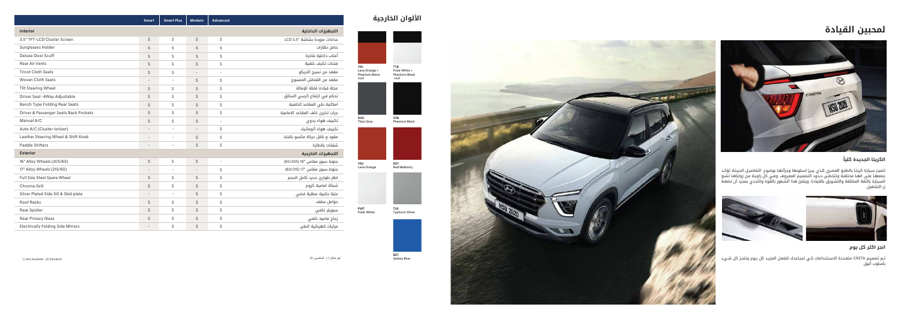# لمحبين القيادة

## الكريتا الجديدة كلياً

تتميز سيارة كريتا بالطبع العصري الذي يبرز اسلوبها وجرأتها بوضوح التفاصيل الدبيقة تؤكد جمعها على انها مختلفة وتتخطى حدود التصميم المعروف. وفي كل زاوية من زواياها تشع السيارة بالثقة المطلقة والتشويق بالقيادة. ويتعزز هذا الشعور بالقوة والتحدي بمجرد أن تضغط زر التشغيل.

## انجز اكثر كل يوم

تم تصميم CRETA متعددة الاستخدامات كي تساعدك لتفعل المزيد كل يوم وتنجز كل شيء بأسلوب أنيق

## الألوان الخارجية

- YR1 Lava Orange + Phantom Black roof
- TTB Polar White + Phantom Black roof
- R4G Titan Grey
- X5B Phantom Black
- YR2 Lava Orange
- RS7 Red Mulberry
- PWT Polar White
- T2X Typhoon Silver
- B67 Galaxy Blue

| | Smart | Smart Plus | Modern | Advanced | |
|---|---|---|---|---|---|
| **Interior** | | | | | **التجهيزات الداخلية** |
| 3.5" TFT-LCD Cluster Screen | S | S | S | S | عدادات مزودة بشاشة LCD 3.5" |
| Sunglasses Holder | S | S | S | S | حامل نظارات |
| Deluxe Door Scuff | S | S | S | S | أعتاب داخلية فاخرة |
| Rear Air Vents | S | S | S | S | فتحات تكييف خلفية |
| Tricot Cloth Seats | S | S | - | - | مقعد من نسيج التريكو |
| Woven Cloth Seats | - | - | S | S | مقعد من القماش المنسوج |
| Tilt Steering Wheel | S | S | S | S | عجلة قيادة قابلة للإمالة |
| Driver Seat -6Way Adjustable | S | S | S | S | تحكم في ارتفاع كرسي السائق |
| Bench Type Folding Rear Seats | S | S | S | S | امكانية طي المقاعد الخلفية |
| Driver & Passenger Seats Back Pockets | S | S | S | S | جراب تخزين خلف المقاعد الامامية |
| Manual A/C | S | S | S | - | تكييف هواء يدوي |
| Auto A/C (Cluster Ionizer) | - | - | - | S | تكييف هواء أتوماتيك |
| Leather Steering Wheel & Shift Knob | - | - | S | S | مقود و ناقل حركة مكسو بالجلد |
| Paddle Shifters | - | - | S | S | شفتات بالطارة |
| **Exterior** | | | | | **التجهيزات الخارجية** |
| 16" Alloy Wheels (205/65) | S | S | S | - | جنوط سبور مقاس 16" (65/205) |
| 17" Alloy Wheels (215/60) | - | - | - | S | جنوط سبور مقاس 17" (60/215) |
| Full Size Steel Spare Wheel | S | S | S | S | اطار طوارئ حديد كامل الحجم |
| Chrome Grill | S | S | S | S | شبكة امامية كروم |
| Silver Plated Side Sill & Skid plate | - | - | S | S | عتبة جانبية مطلية فضي |
| Roof Racks | S | S | S | S | حوامل سقف |
| Rear Spoiler | S | S | S | S | سبويلر خلفي |
| Rear Privacy Glass | S | S | S | S | زجاج قاتم خلفي |
| Electrically Folding Side Mirrors | - | S | S | S | مرايات كهربائية الطي |

(-) Not Available (S) Standard

غير متاح (-) أساسي (S)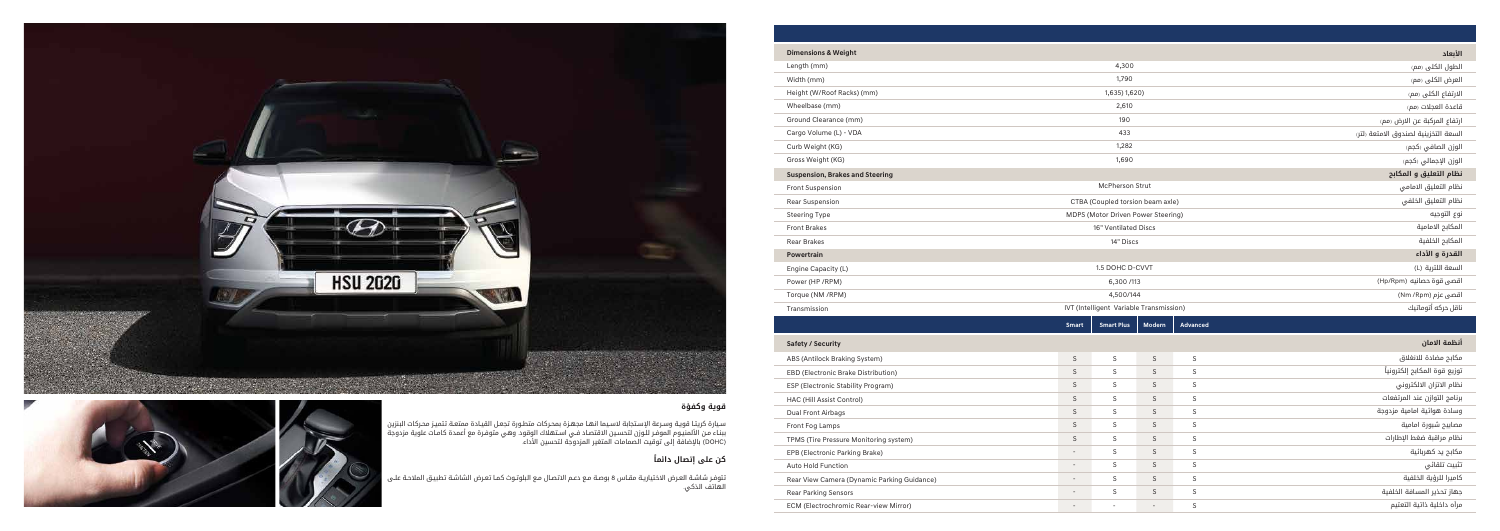## قوية وكفؤة

سيارة كريتا قوية وسريعة الإستجابة لاسيما انها مجهزة بمحركات متطورة تجعل القيادة ممتعة. تتميز محركات البنزين بناء من الألمنيوم الموفر للوزن لتحسين الاقتصاد في استهلاك الوقود. وهي متوفرة مع أعمدة كامات علوية مزدوجة (DOHC) بالإضافة إلى توقيت الصمامات المتغير المزدوجة لتحسين الأداء

## كن على إتصال دائماً

تتوفر شاشة العرض الاختيارية مقاس 8 بوصة مع دعم الاتصال مع البلوتوث كما تعرض الشاشة تطبيق الملاحة على الهاتف الذكي

| Dimensions & Weight | | الأبعاد |
|---|---|---|
| Length (mm) | 4,300 | الطول الكلي (مم) |
| Width (mm) | 1,790 | العرض الكلي (مم) |
| Height (W/Roof Racks) (mm) | 1,635 (1,620) | الارتفاع الكلي (مم) |
| Wheelbase (mm) | 2,610 | قاعدة العجلات (مم) |
| Ground Clearance (mm) | 190 | ارتفاع المركبة عن الأرض (مم) |
| Cargo Volume (L) - VDA | 433 | السعة التخزينية لصندوق الامتعة (لتر) |
| Curb Weight (KG) | 1,282 | الوزن الصافي (كجم) |
| Gross Weight (KG) | 1,690 | الوزن الإجمالي (كجم) |
| **Suspension, Brakes and Steering** | | **نظام التعليق و المكابح** |
| Front Suspension | McPherson Strut | نظام التعليق الامامي |
| Rear Suspension | CTBA (Coupled torsion beam axle) | نظام التعليق الخلفي |
| Steering Type | MDPS (Motor Driven Power Steering) | نوع التوجيه |
| Front Brakes | 16" Ventilated Discs | المكابح الامامية |
| Rear Brakes | 14" Discs | المكابح الخلفية |
| **Powertrain** | | **القدرة و الأداء** |
| Engine Capacity (L) | 1.5 DOHC D-CVVT | السعة اللترية (L) |
| Power (HP /RPM) | 6,300 /113 | اقصى قوة حصانية (Hp/Rpm) |
| Torque (NM /RPM) | 4,500/144 | اقصى عزم (Nm /Rpm) |
| Transmission | IVT (Intelligent Variable Transmission) | ناقل حركة أتوماتيك |

| | Smart | Smart Plus | Modern | Advanced | |
|---|---|---|---|---|---|
| **Safety / Security** | | | | | **أنظمة الامان** |
| ABS (Antilock Braking System) | S | S | S | S | مكابح مضادة للانغلاق |
| EBD (Electronic Brake Distribution) | S | S | S | S | توزيع قوة المكابح إلكترونياً |
| ESP (Electronic Stability Program) | S | S | S | S | نظام الاتزان الالكتروني |
| HAC (Hill Assist Control) | S | S | S | S | برنامج التوازن عند المرتفعات |
| Dual Front Airbags | S | S | S | S | وسادة هوائية امامية مزدوجة |
| Front Fog Lamps | S | S | S | S | مصابيح شبورة امامية |
| TPMS (Tire Pressure Monitoring system) | S | S | S | S | نظام مراقبة ضغط الإطارات |
| EPB (Electronic Parking Brake) | - | S | S | S | مكابح يد كهربائية |
| Auto Hold Function | - | S | S | S | تثبيت تلقائي |
| Rear View Camera (Dynamic Parking Guidance) | - | S | S | S | كاميرا للرؤية الخلفية |
| Rear Parking Sensors | - | S | S | S | جهاز تحذير المسافة الخلفية |
| ECM (Electrochromic Rear-view Mirror) | - | - | - | S | مرآة داخلية ذاتية التعتيم |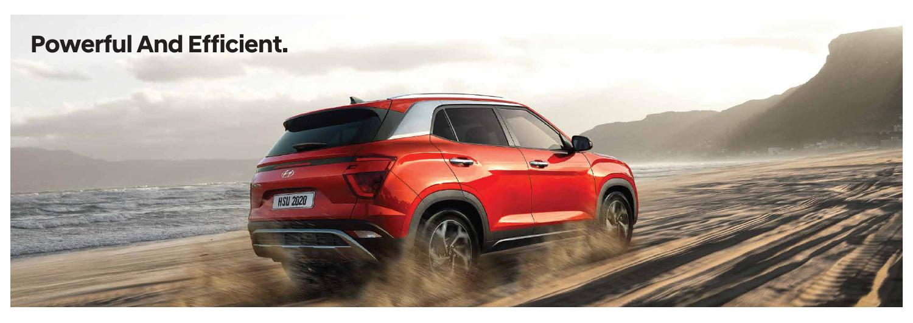# Powerful And Efficient.